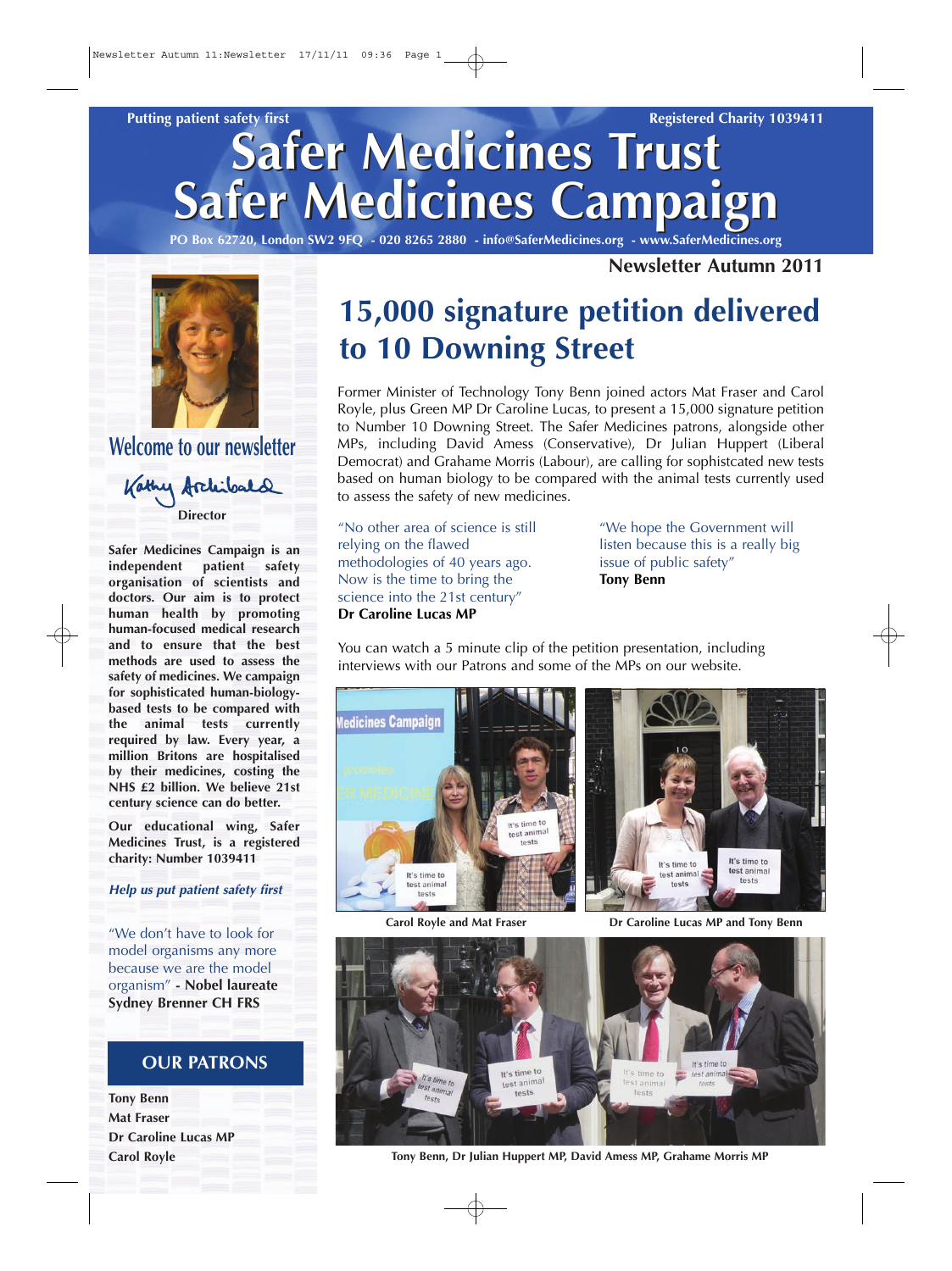Putting patient safety first

Registered Charity 1039411

# Safer Medicines Trust
# Safer Medicines Campaign

PO Box 62720, London SW2 9FQ - 020 8265 2880 - info@SaferMedicines.org - www.SaferMedicines.org

**Newsletter Autumn 2011**

## Welcome to our newsletter

Kathy Archibald

**Director**

**Safer Medicines Campaign is an independent patient safety organisation of scientists and doctors. Our aim is to protect human health by promoting human-focused medical research and to ensure that the best methods are used to assess the safety of medicines. We campaign for sophisticated human-biology-based tests to be compared with the animal tests currently required by law. Every year, a million Britons are hospitalised by their medicines, costing the NHS £2 billion. We believe 21st century science can do better.**

**Our educational wing, Safer Medicines Trust, is a registered charity: Number 1039411**

***Help us put patient safety first***

"We don't have to look for model organisms any more because we are the model organism" - **Nobel laureate Sydney Brenner CH FRS**

### OUR PATRONS

**Tony Benn**
**Mat Fraser**
**Dr Caroline Lucas MP**
**Carol Royle**

# 15,000 signature petition delivered to 10 Downing Street

Former Minister of Technology Tony Benn joined actors Mat Fraser and Carol Royle, plus Green MP Dr Caroline Lucas, to present a 15,000 signature petition to Number 10 Downing Street. The Safer Medicines patrons, alongside other MPs, including David Amess (Conservative), Dr Julian Huppert (Liberal Democrat) and Grahame Morris (Labour), are calling for sophistcated new tests based on human biology to be compared with the animal tests currently used to assess the safety of new medicines.

"No other area of science is still relying on the flawed methodologies of 40 years ago. Now is the time to bring the science into the 21st century"
**Dr Caroline Lucas MP**

"We hope the Government will listen because this is a really big issue of public safety"
**Tony Benn**

You can watch a 5 minute clip of the petition presentation, including interviews with our Patrons and some of the MPs on our website.

**Carol Royle and Mat Fraser**

**Dr Caroline Lucas MP and Tony Benn**

**Tony Benn, Dr Julian Huppert MP, David Amess MP, Grahame Morris MP**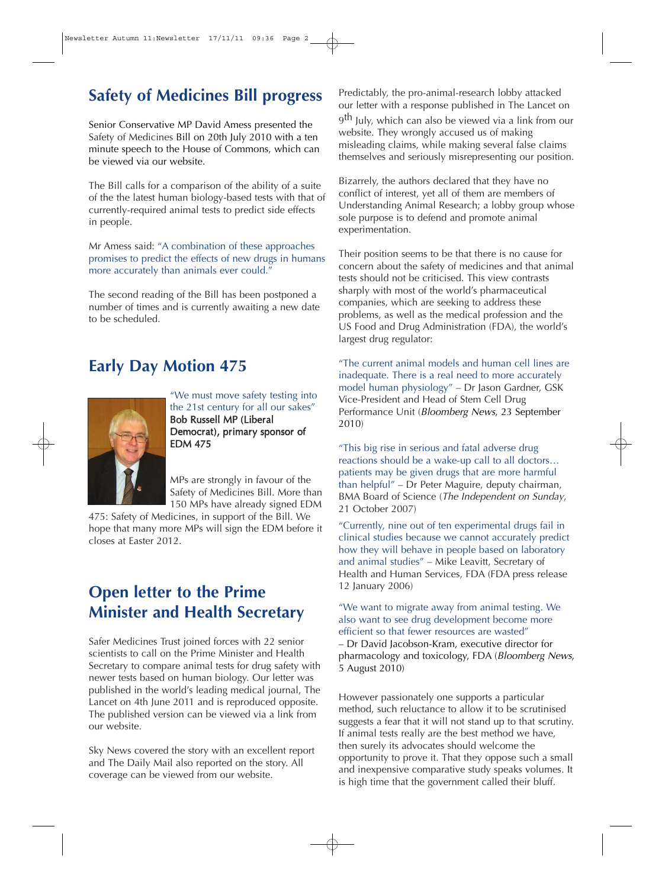## Safety of Medicines Bill progress

Senior Conservative MP David Amess presented the Safety of Medicines Bill on 20th July 2010 with a ten minute speech to the House of Commons, which can be viewed via our website.

The Bill calls for a comparison of the ability of a suite of the the latest human biology-based tests with that of currently-required animal tests to predict side effects in people.

Mr Amess said: "A combination of these approaches promises to predict the effects of new drugs in humans more accurately than animals ever could."

The second reading of the Bill has been postponed a number of times and is currently awaiting a new date to be scheduled.

## Early Day Motion 475

"We must move safety testing into the 21st century for all our sakes"
**Bob Russell MP (Liberal Democrat), primary sponsor of EDM 475**

MPs are strongly in favour of the Safety of Medicines Bill. More than 150 MPs have already signed EDM 475: Safety of Medicines, in support of the Bill. We hope that many more MPs will sign the EDM before it closes at Easter 2012.

## Open letter to the Prime Minister and Health Secretary

Safer Medicines Trust joined forces with 22 senior scientists to call on the Prime Minister and Health Secretary to compare animal tests for drug safety with newer tests based on human biology. Our letter was published in the world's leading medical journal, The Lancet on 4th June 2011 and is reproduced opposite. The published version can be viewed via a link from our website.

Sky News covered the story with an excellent report and The Daily Mail also reported on the story. All coverage can be viewed from our website.

Predictably, the pro-animal-research lobby attacked our letter with a response published in The Lancet on 9th July, which can also be viewed via a link from our website. They wrongly accused us of making misleading claims, while making several false claims themselves and seriously misrepresenting our position.

Bizarrely, the authors declared that they have no conflict of interest, yet all of them are members of Understanding Animal Research; a lobby group whose sole purpose is to defend and promote animal experimentation.

Their position seems to be that there is no cause for concern about the safety of medicines and that animal tests should not be criticised. This view contrasts sharply with most of the world's pharmaceutical companies, which are seeking to address these problems, as well as the medical profession and the US Food and Drug Administration (FDA), the world's largest drug regulator:

"The current animal models and human cell lines are inadequate. There is a real need to more accurately model human physiology" – Dr Jason Gardner, GSK Vice-President and Head of Stem Cell Drug Performance Unit (*Bloomberg News*, 23 September 2010)

"This big rise in serious and fatal adverse drug reactions should be a wake-up call to all doctors… patients may be given drugs that are more harmful than helpful" – Dr Peter Maguire, deputy chairman, BMA Board of Science (*The Independent on Sunday*, 21 October 2007)

"Currently, nine out of ten experimental drugs fail in clinical studies because we cannot accurately predict how they will behave in people based on laboratory and animal studies" – Mike Leavitt, Secretary of Health and Human Services, FDA (FDA press release 12 January 2006)

"We want to migrate away from animal testing. We also want to see drug development become more efficient so that fewer resources are wasted" – Dr David Jacobson-Kram, executive director for pharmacology and toxicology, FDA (*Bloomberg News*, 5 August 2010)

However passionately one supports a particular method, such reluctance to allow it to be scrutinised suggests a fear that it will not stand up to that scrutiny. If animal tests really are the best method we have, then surely its advocates should welcome the opportunity to prove it. That they oppose such a small and inexpensive comparative study speaks volumes. It is high time that the government called their bluff.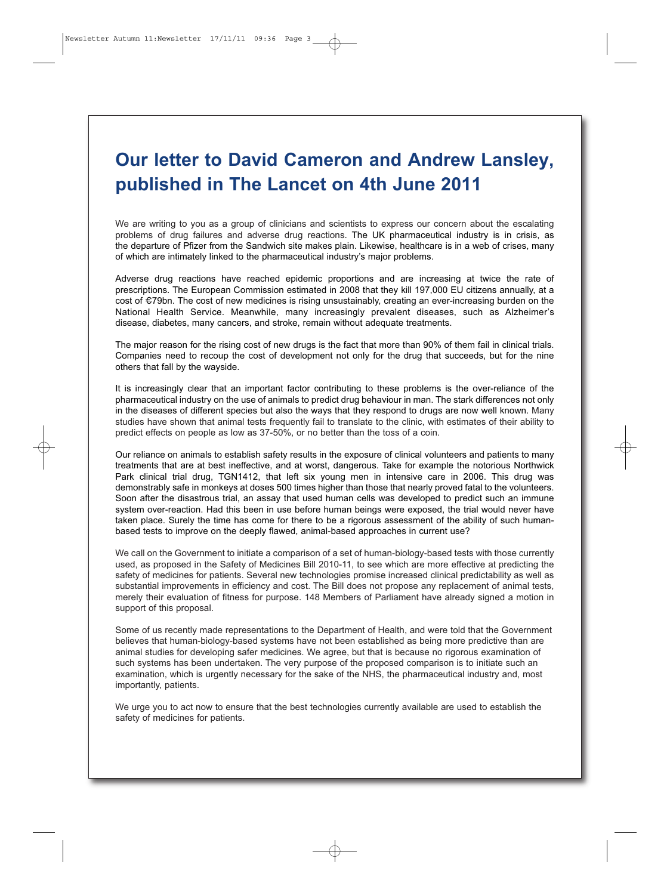# Our letter to David Cameron and Andrew Lansley, published in The Lancet on 4th June 2011

We are writing to you as a group of clinicians and scientists to express our concern about the escalating problems of drug failures and adverse drug reactions. The UK pharmaceutical industry is in crisis, as the departure of Pfizer from the Sandwich site makes plain. Likewise, healthcare is in a web of crises, many of which are intimately linked to the pharmaceutical industry's major problems.

Adverse drug reactions have reached epidemic proportions and are increasing at twice the rate of prescriptions. The European Commission estimated in 2008 that they kill 197,000 EU citizens annually, at a cost of €79bn. The cost of new medicines is rising unsustainably, creating an ever-increasing burden on the National Health Service. Meanwhile, many increasingly prevalent diseases, such as Alzheimer's disease, diabetes, many cancers, and stroke, remain without adequate treatments.

The major reason for the rising cost of new drugs is the fact that more than 90% of them fail in clinical trials. Companies need to recoup the cost of development not only for the drug that succeeds, but for the nine others that fall by the wayside.

It is increasingly clear that an important factor contributing to these problems is the over-reliance of the pharmaceutical industry on the use of animals to predict drug behaviour in man. The stark differences not only in the diseases of different species but also the ways that they respond to drugs are now well known. Many studies have shown that animal tests frequently fail to translate to the clinic, with estimates of their ability to predict effects on people as low as 37-50%, or no better than the toss of a coin.

Our reliance on animals to establish safety results in the exposure of clinical volunteers and patients to many treatments that are at best ineffective, and at worst, dangerous. Take for example the notorious Northwick Park clinical trial drug, TGN1412, that left six young men in intensive care in 2006. This drug was demonstrably safe in monkeys at doses 500 times higher than those that nearly proved fatal to the volunteers. Soon after the disastrous trial, an assay that used human cells was developed to predict such an immune system over-reaction. Had this been in use before human beings were exposed, the trial would never have taken place. Surely the time has come for there to be a rigorous assessment of the ability of such human-based tests to improve on the deeply flawed, animal-based approaches in current use?

We call on the Government to initiate a comparison of a set of human-biology-based tests with those currently used, as proposed in the Safety of Medicines Bill 2010-11, to see which are more effective at predicting the safety of medicines for patients. Several new technologies promise increased clinical predictability as well as substantial improvements in efficiency and cost. The Bill does not propose any replacement of animal tests, merely their evaluation of fitness for purpose. 148 Members of Parliament have already signed a motion in support of this proposal.

Some of us recently made representations to the Department of Health, and were told that the Government believes that human-biology-based systems have not been established as being more predictive than are animal studies for developing safer medicines. We agree, but that is because no rigorous examination of such systems has been undertaken. The very purpose of the proposed comparison is to initiate such an examination, which is urgently necessary for the sake of the NHS, the pharmaceutical industry and, most importantly, patients.

We urge you to act now to ensure that the best technologies currently available are used to establish the safety of medicines for patients.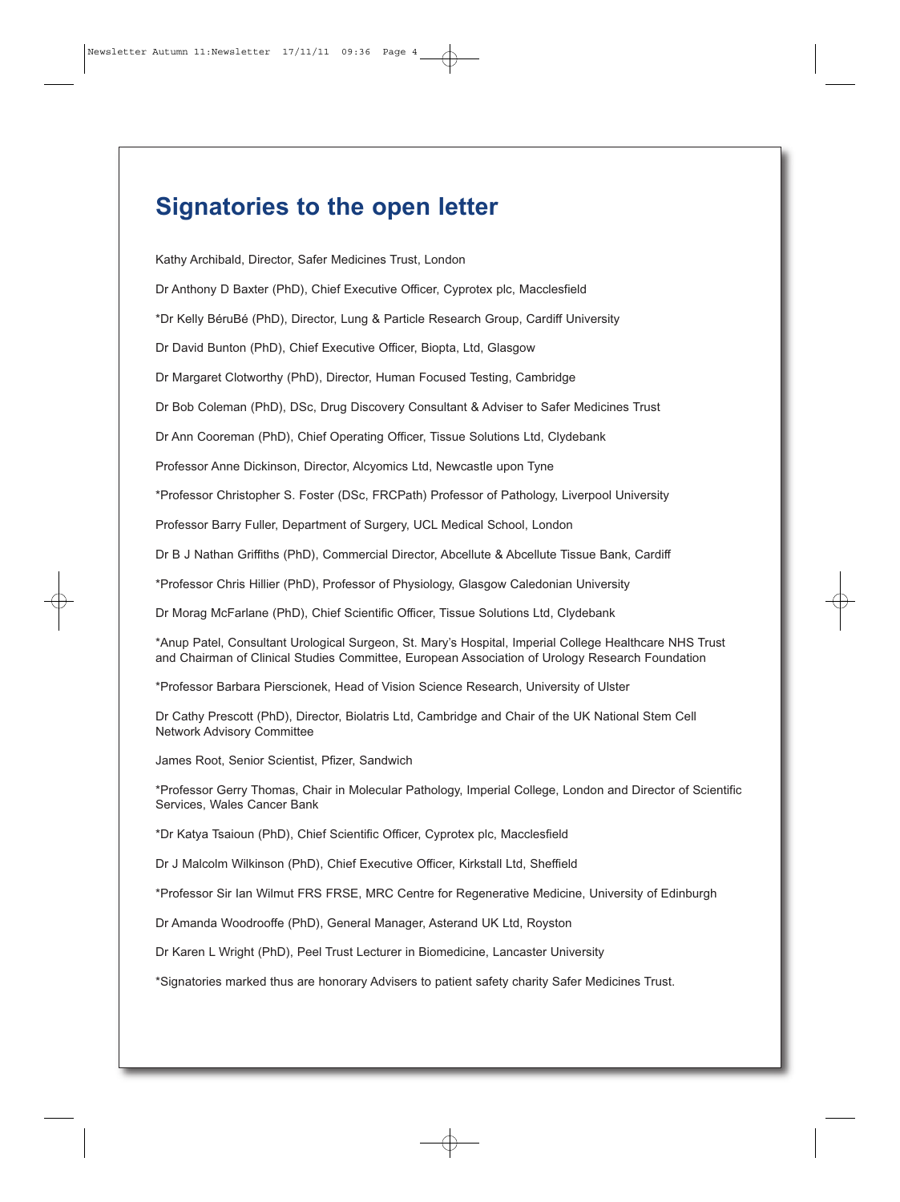# Signatories to the open letter

Kathy Archibald, Director, Safer Medicines Trust, London

Dr Anthony D Baxter (PhD), Chief Executive Officer, Cyprotex plc, Macclesfield

*Dr Kelly BéruBé (PhD), Director, Lung & Particle Research Group, Cardiff University

Dr David Bunton (PhD), Chief Executive Officer, Biopta, Ltd, Glasgow

Dr Margaret Clotworthy (PhD), Director, Human Focused Testing, Cambridge

Dr Bob Coleman (PhD), DSc, Drug Discovery Consultant & Adviser to Safer Medicines Trust

Dr Ann Cooreman (PhD), Chief Operating Officer, Tissue Solutions Ltd, Clydebank

Professor Anne Dickinson, Director, Alcyomics Ltd, Newcastle upon Tyne

*Professor Christopher S. Foster (DSc, FRCPath) Professor of Pathology, Liverpool University

Professor Barry Fuller, Department of Surgery, UCL Medical School, London

Dr B J Nathan Griffiths (PhD), Commercial Director, Abcellute & Abcellute Tissue Bank, Cardiff

*Professor Chris Hillier (PhD), Professor of Physiology, Glasgow Caledonian University

Dr Morag McFarlane (PhD), Chief Scientific Officer, Tissue Solutions Ltd, Clydebank

*Anup Patel, Consultant Urological Surgeon, St. Mary's Hospital, Imperial College Healthcare NHS Trust and Chairman of Clinical Studies Committee, European Association of Urology Research Foundation

*Professor Barbara Pierscionek, Head of Vision Science Research, University of Ulster

Dr Cathy Prescott (PhD), Director, Biolatris Ltd, Cambridge and Chair of the UK National Stem Cell Network Advisory Committee

James Root, Senior Scientist, Pfizer, Sandwich

*Professor Gerry Thomas, Chair in Molecular Pathology, Imperial College, London and Director of Scientific Services, Wales Cancer Bank

*Dr Katya Tsaioun (PhD), Chief Scientific Officer, Cyprotex plc, Macclesfield

Dr J Malcolm Wilkinson (PhD), Chief Executive Officer, Kirkstall Ltd, Sheffield

*Professor Sir Ian Wilmut FRS FRSE, MRC Centre for Regenerative Medicine, University of Edinburgh

Dr Amanda Woodrooffe (PhD), General Manager, Asterand UK Ltd, Royston

Dr Karen L Wright (PhD), Peel Trust Lecturer in Biomedicine, Lancaster University

*Signatories marked thus are honorary Advisers to patient safety charity Safer Medicines Trust.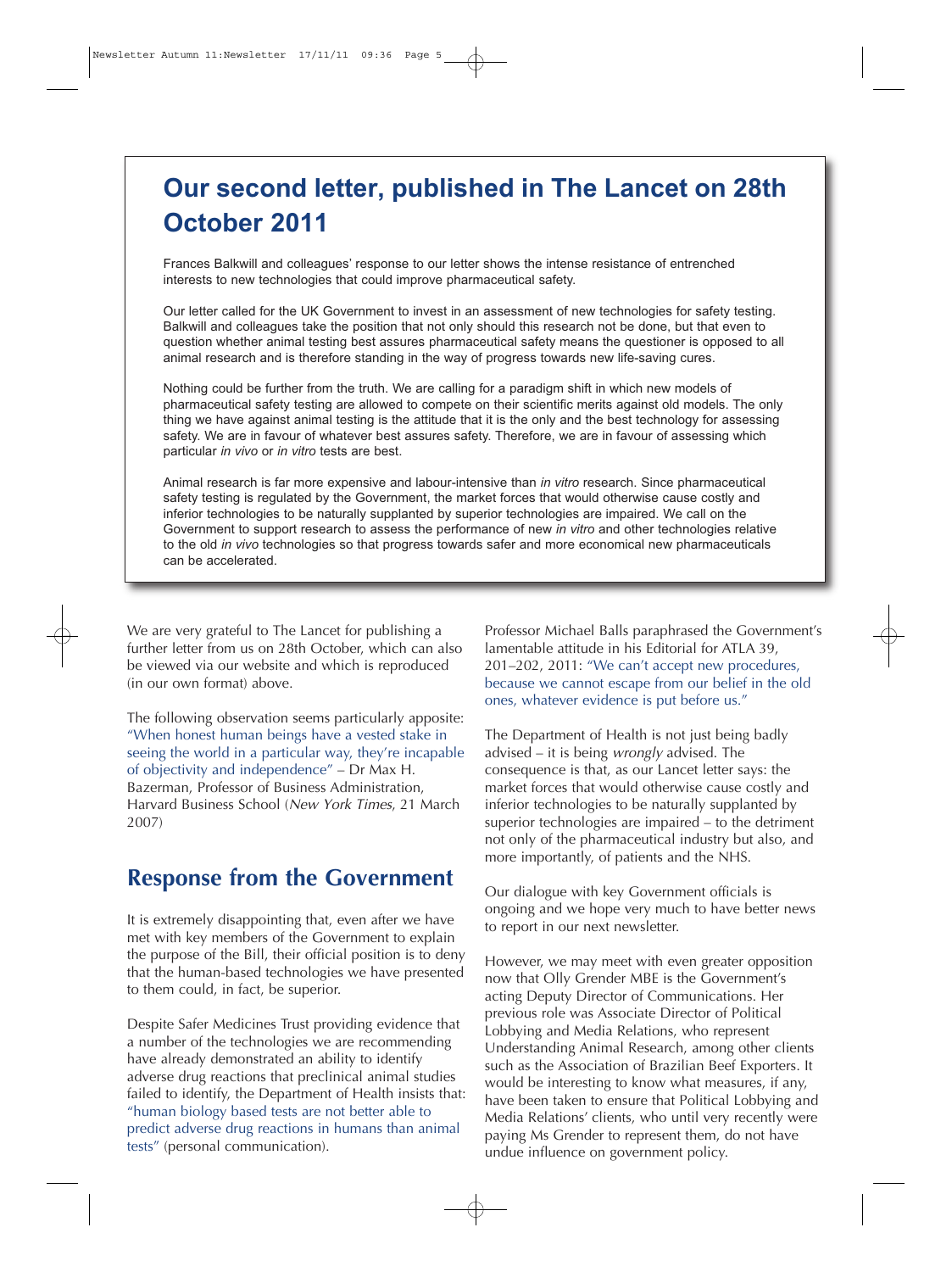## Our second letter, published in The Lancet on 28th October 2011

Frances Balkwill and colleagues' response to our letter shows the intense resistance of entrenched interests to new technologies that could improve pharmaceutical safety.

Our letter called for the UK Government to invest in an assessment of new technologies for safety testing. Balkwill and colleagues take the position that not only should this research not be done, but that even to question whether animal testing best assures pharmaceutical safety means the questioner is opposed to all animal research and is therefore standing in the way of progress towards new life-saving cures.

Nothing could be further from the truth. We are calling for a paradigm shift in which new models of pharmaceutical safety testing are allowed to compete on their scientific merits against old models. The only thing we have against animal testing is the attitude that it is the only and the best technology for assessing safety. We are in favour of whatever best assures safety. Therefore, we are in favour of assessing which particular *in vivo* or *in vitro* tests are best.

Animal research is far more expensive and labour-intensive than *in vitro* research. Since pharmaceutical safety testing is regulated by the Government, the market forces that would otherwise cause costly and inferior technologies to be naturally supplanted by superior technologies are impaired. We call on the Government to support research to assess the performance of new *in vitro* and other technologies relative to the old *in vivo* technologies so that progress towards safer and more economical new pharmaceuticals can be accelerated.

We are very grateful to The Lancet for publishing a further letter from us on 28th October, which can also be viewed via our website and which is reproduced (in our own format) above.

The following observation seems particularly apposite: "When honest human beings have a vested stake in seeing the world in a particular way, they're incapable of objectivity and independence" – Dr Max H. Bazerman, Professor of Business Administration, Harvard Business School (*New York Times*, 21 March 2007)

## Response from the Government

It is extremely disappointing that, even after we have met with key members of the Government to explain the purpose of the Bill, their official position is to deny that the human-based technologies we have presented to them could, in fact, be superior.

Despite Safer Medicines Trust providing evidence that a number of the technologies we are recommending have already demonstrated an ability to identify adverse drug reactions that preclinical animal studies failed to identify, the Department of Health insists that: "human biology based tests are not better able to predict adverse drug reactions in humans than animal tests" (personal communication).

Professor Michael Balls paraphrased the Government's lamentable attitude in his Editorial for ATLA 39, 201–202, 2011: "We can't accept new procedures, because we cannot escape from our belief in the old ones, whatever evidence is put before us."

The Department of Health is not just being badly advised – it is being *wrongly* advised. The consequence is that, as our Lancet letter says: the market forces that would otherwise cause costly and inferior technologies to be naturally supplanted by superior technologies are impaired – to the detriment not only of the pharmaceutical industry but also, and more importantly, of patients and the NHS.

Our dialogue with key Government officials is ongoing and we hope very much to have better news to report in our next newsletter.

However, we may meet with even greater opposition now that Olly Grender MBE is the Government's acting Deputy Director of Communications. Her previous role was Associate Director of Political Lobbying and Media Relations, who represent Understanding Animal Research, among other clients such as the Association of Brazilian Beef Exporters. It would be interesting to know what measures, if any, have been taken to ensure that Political Lobbying and Media Relations' clients, who until very recently were paying Ms Grender to represent them, do not have undue influence on government policy.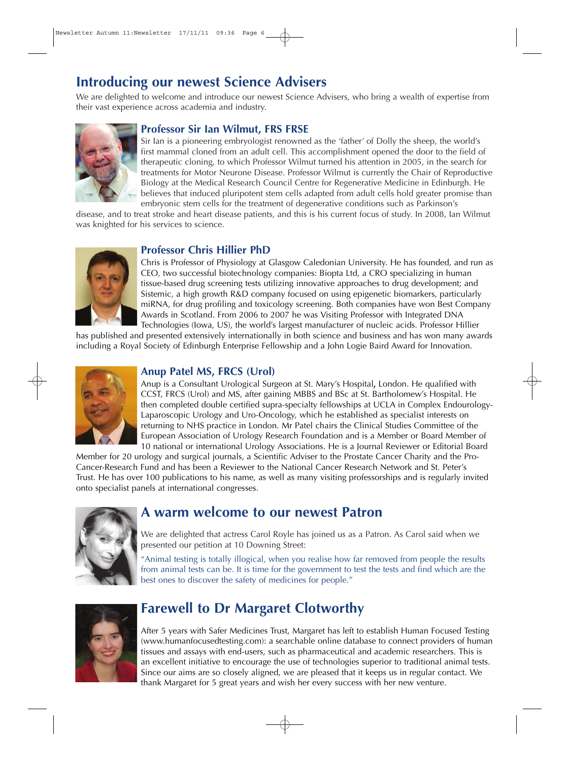# Introducing our newest Science Advisers

We are delighted to welcome and introduce our newest Science Advisers, who bring a wealth of expertise from their vast experience across academia and industry.

### Professor Sir Ian Wilmut, FRS FRSE

Sir Ian is a pioneering embryologist renowned as the 'father' of Dolly the sheep, the world's first mammal cloned from an adult cell. This accomplishment opened the door to the field of therapeutic cloning, to which Professor Wilmut turned his attention in 2005, in the search for treatments for Motor Neurone Disease. Professor Wilmut is currently the Chair of Reproductive Biology at the Medical Research Council Centre for Regenerative Medicine in Edinburgh. He believes that induced pluripotent stem cells adapted from adult cells hold greater promise than embryonic stem cells for the treatment of degenerative conditions such as Parkinson's disease, and to treat stroke and heart disease patients, and this is his current focus of study. In 2008, Ian Wilmut was knighted for his services to science.

### Professor Chris Hillier PhD

Chris is Professor of Physiology at Glasgow Caledonian University. He has founded, and run as CEO, two successful biotechnology companies: Biopta Ltd, a CRO specializing in human tissue-based drug screening tests utilizing innovative approaches to drug development; and Sistemic, a high growth R&D company focused on using epigenetic biomarkers, particularly miRNA, for drug profiling and toxicology screening. Both companies have won Best Company Awards in Scotland. From 2006 to 2007 he was Visiting Professor with Integrated DNA Technologies (Iowa, US), the world's largest manufacturer of nucleic acids. Professor Hillier has published and presented extensively internationally in both science and business and has won many awards including a Royal Society of Edinburgh Enterprise Fellowship and a John Logie Baird Award for Innovation.

### Anup Patel MS, FRCS (Urol)

Anup is a Consultant Urological Surgeon at St. Mary's Hospital**,** London. He qualified with CCST, FRCS (Urol) and MS, after gaining MBBS and BSc at St. Bartholomew's Hospital. He then completed double certified supra-specialty fellowships at UCLA in Complex Endourology-Laparoscopic Urology and Uro-Oncology, which he established as specialist interests on returning to NHS practice in London. Mr Patel chairs the Clinical Studies Committee of the European Association of Urology Research Foundation and is a Member or Board Member of 10 national or international Urology Associations. He is a Journal Reviewer or Editorial Board Member for 20 urology and surgical journals, a Scientific Adviser to the Prostate Cancer Charity and the Pro-Cancer-Research Fund and has been a Reviewer to the National Cancer Research Network and St. Peter's Trust. He has over 100 publications to his name, as well as many visiting professorships and is regularly invited onto specialist panels at international congresses.

## A warm welcome to our newest Patron

We are delighted that actress Carol Royle has joined us as a Patron. As Carol said when we presented our petition at 10 Downing Street:

"Animal testing is totally illogical, when you realise how far removed from people the results from animal tests can be. It is time for the government to test the tests and find which are the best ones to discover the safety of medicines for people."

## Farewell to Dr Margaret Clotworthy

After 5 years with Safer Medicines Trust, Margaret has left to establish Human Focused Testing (www.humanfocusedtesting.com): a searchable online database to connect providers of human tissues and assays with end-users, such as pharmaceutical and academic researchers. This is an excellent initiative to encourage the use of technologies superior to traditional animal tests. Since our aims are so closely aligned, we are pleased that it keeps us in regular contact. We thank Margaret for 5 great years and wish her every success with her new venture.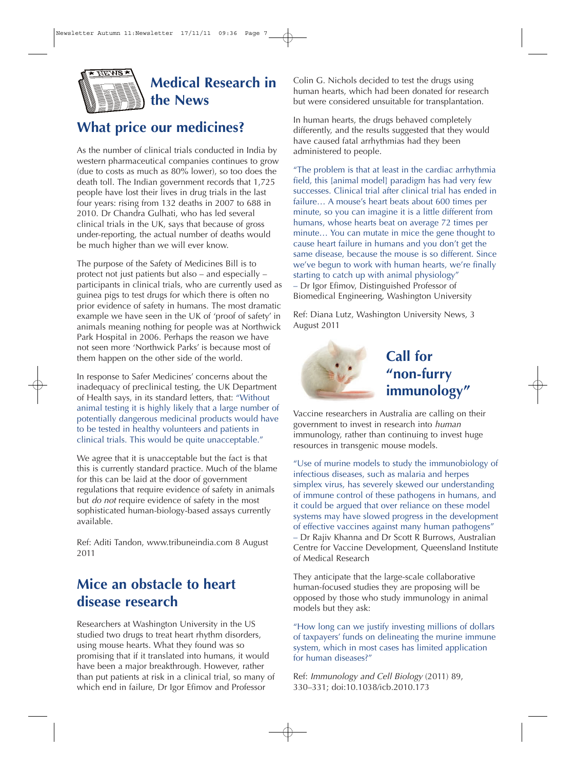# Medical Research in the News

## What price our medicines?

As the number of clinical trials conducted in India by western pharmaceutical companies continues to grow (due to costs as much as 80% lower), so too does the death toll. The Indian government records that 1,725 people have lost their lives in drug trials in the last four years: rising from 132 deaths in 2007 to 688 in 2010. Dr Chandra Gulhati, who has led several clinical trials in the UK, says that because of gross under-reporting, the actual number of deaths would be much higher than we will ever know.

The purpose of the Safety of Medicines Bill is to protect not just patients but also – and especially – participants in clinical trials, who are currently used as guinea pigs to test drugs for which there is often no prior evidence of safety in humans. The most dramatic example we have seen in the UK of 'proof of safety' in animals meaning nothing for people was at Northwick Park Hospital in 2006. Perhaps the reason we have not seen more 'Northwick Parks' is because most of them happen on the other side of the world.

In response to Safer Medicines' concerns about the inadequacy of preclinical testing, the UK Department of Health says, in its standard letters, that: "Without animal testing it is highly likely that a large number of potentially dangerous medicinal products would have to be tested in healthy volunteers and patients in clinical trials. This would be quite unacceptable."

We agree that it is unacceptable but the fact is that this is currently standard practice. Much of the blame for this can be laid at the door of government regulations that require evidence of safety in animals but *do not* require evidence of safety in the most sophisticated human-biology-based assays currently available.

Ref: Aditi Tandon, www.tribuneindia.com 8 August 2011

## Mice an obstacle to heart disease research

Researchers at Washington University in the US studied two drugs to treat heart rhythm disorders, using mouse hearts. What they found was so promising that if it translated into humans, it would have been a major breakthrough. However, rather than put patients at risk in a clinical trial, so many of which end in failure, Dr Igor Efimov and Professor Colin G. Nichols decided to test the drugs using human hearts, which had been donated for research but were considered unsuitable for transplantation.

In human hearts, the drugs behaved completely differently, and the results suggested that they would have caused fatal arrhythmias had they been administered to people.

"The problem is that at least in the cardiac arrhythmia field, this [animal model] paradigm has had very few successes. Clinical trial after clinical trial has ended in failure… A mouse's heart beats about 600 times per minute, so you can imagine it is a little different from humans, whose hearts beat on average 72 times per minute… You can mutate in mice the gene thought to cause heart failure in humans and you don't get the same disease, because the mouse is so different. Since we've begun to work with human hearts, we're finally starting to catch up with animal physiology"
– Dr Igor Efimov, Distinguished Professor of Biomedical Engineering, Washington University

Ref: Diana Lutz, Washington University News, 3 August 2011

## Call for "non-furry immunology"

Vaccine researchers in Australia are calling on their government to invest in research into *human* immunology, rather than continuing to invest huge resources in transgenic mouse models.

"Use of murine models to study the immunobiology of infectious diseases, such as malaria and herpes simplex virus, has severely skewed our understanding of immune control of these pathogens in humans, and it could be argued that over reliance on these model systems may have slowed progress in the development of effective vaccines against many human pathogens"
– Dr Rajiv Khanna and Dr Scott R Burrows, Australian Centre for Vaccine Development, Queensland Institute of Medical Research

They anticipate that the large-scale collaborative human-focused studies they are proposing will be opposed by those who study immunology in animal models but they ask:

"How long can we justify investing millions of dollars of taxpayers' funds on delineating the murine immune system, which in most cases has limited application for human diseases?"

Ref: *Immunology and Cell Biology* (2011) 89, 330–331; doi:10.1038/icb.2010.173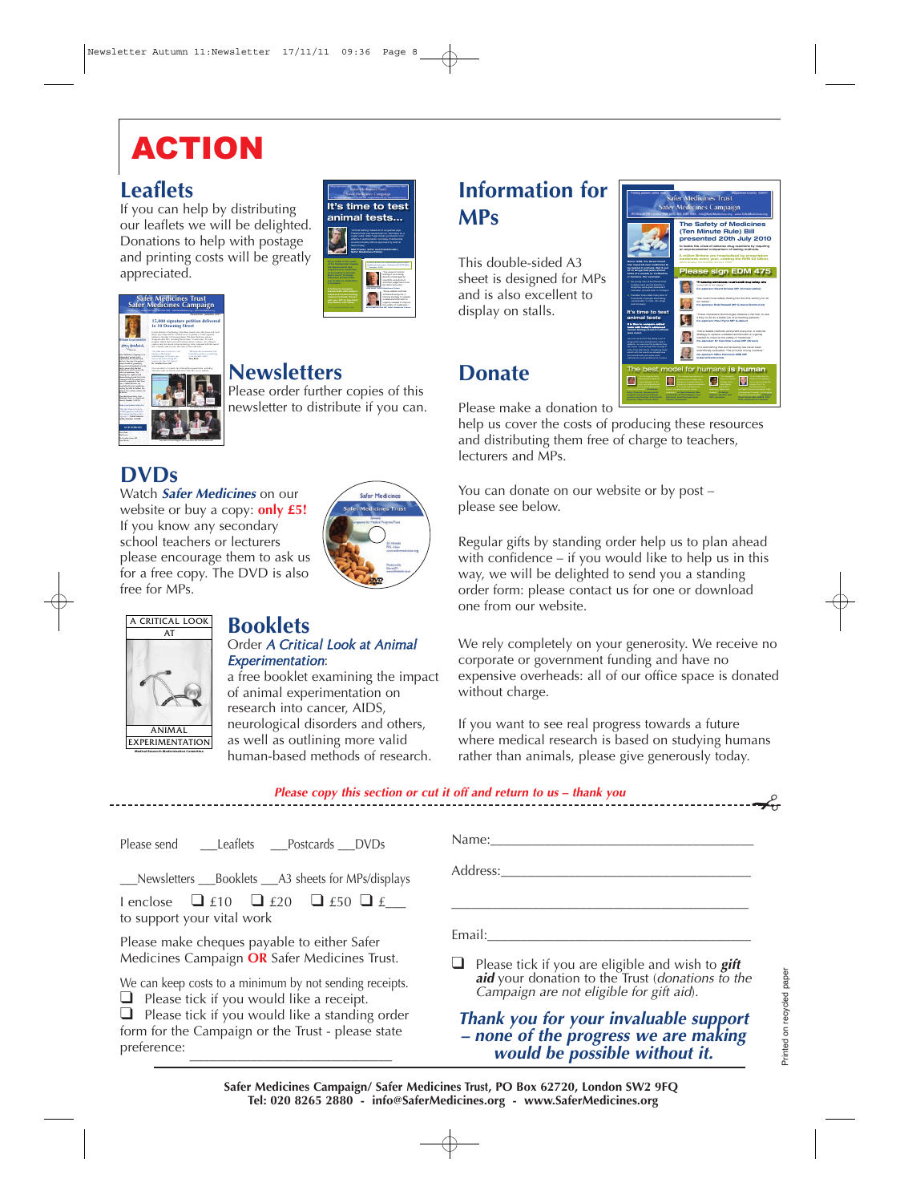# ACTION

## Leaflets

If you can help by distributing our leaflets we will be delighted. Donations to help with postage and printing costs will be greatly appreciated.

## Newsletters

Please order further copies of this newsletter to distribute if you can.

## DVDs

Watch ***Safer Medicines*** on our website or buy a copy: **only £5!** If you know any secondary school teachers or lecturers please encourage them to ask us for a free copy. The DVD is also free for MPs.

## Booklets

Order *A Critical Look at Animal Experimentation*: a free booklet examining the impact of animal experimentation on research into cancer, AIDS, neurological disorders and others, as well as outlining more valid human-based methods of research.

## Information for MPs

This double-sided A3 sheet is designed for MPs and is also excellent to display on stalls.

## Donate

Please make a donation to help us cover the costs of producing these resources and distributing them free of charge to teachers, lecturers and MPs.

You can donate on our website or by post – please see below.

Regular gifts by standing order help us to plan ahead with confidence – if you would like to help us in this way, we will be delighted to send you a standing order form: please contact us for one or download one from our website.

We rely completely on your generosity. We receive no corporate or government funding and have no expensive overheads: all of our office space is donated without charge.

If you want to see real progress towards a future where medical research is based on studying humans rather than animals, please give generously today.

---

***Please copy this section or cut it off and return to us – thank you***

Please send \_\_\_Leaflets \_\_\_Postcards \_\_\_DVDs

\_\_\_Newsletters \_\_\_Booklets \_\_\_A3 sheets for MPs/displays

I enclose ❑ £10 ❑ £20 ❑ £50 ❑ £\_\_\_ to support your vital work

Please make cheques payable to either Safer Medicines Campaign **OR** Safer Medicines Trust.

We can keep costs to a minimum by not sending receipts.

❑ Please tick if you would like a receipt.

❑ Please tick if you would like a standing order form for the Campaign or the Trust - please state preference: \_\_\_\_\_\_\_\_\_\_\_\_\_\_\_\_\_\_\_\_\_\_\_\_

Name:\_\_\_\_\_\_\_\_\_\_\_\_\_\_\_\_\_\_\_\_\_\_\_\_\_\_\_\_\_\_\_\_\_\_\_\_

Address:\_\_\_\_\_\_\_\_\_\_\_\_\_\_\_\_\_\_\_\_\_\_\_\_\_\_\_\_\_\_\_\_\_\_

\_\_\_\_\_\_\_\_\_\_\_\_\_\_\_\_\_\_\_\_\_\_\_\_\_\_\_\_\_\_\_\_\_\_\_\_\_\_\_\_\_\_

Email:\_\_\_\_\_\_\_\_\_\_\_\_\_\_\_\_\_\_\_\_\_\_\_\_\_\_\_\_\_\_\_\_\_\_\_\_

❑ Please tick if you are eligible and wish to ***gift aid*** your donation to the Trust (*donations to the Campaign are not eligible for gift aid*).

***Thank you for your invaluable support – none of the progress we are making would be possible without it.***

**Safer Medicines Campaign/ Safer Medicines Trust, PO Box 62720, London SW2 9FQ**
**Tel: 020 8265 2880 - info@SaferMedicines.org - www.SaferMedicines.org**

Printed on recycled paper